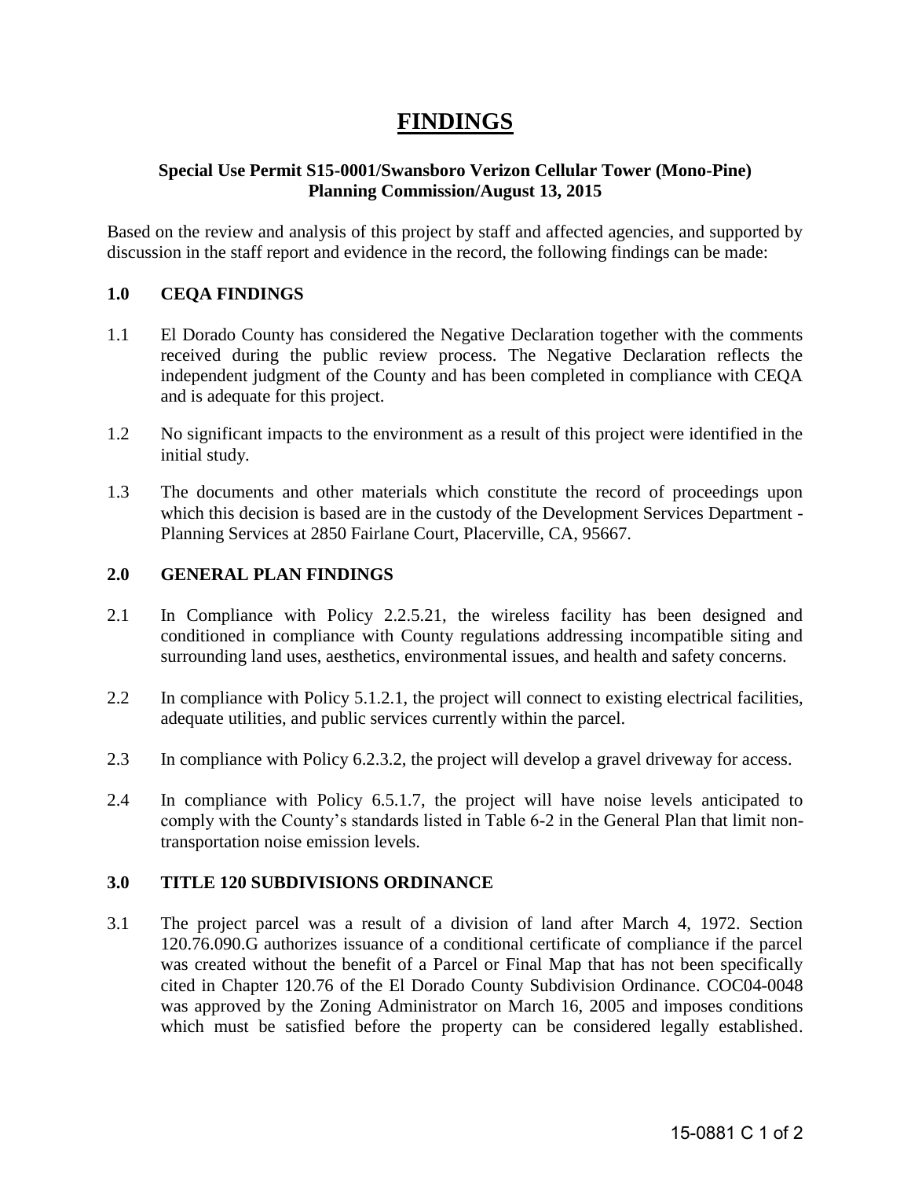# FINDINGS

**Special Use Permit S15-0001/Swansboro Verizon Cellular Tower (Mono-Pine)**
**Planning Commission/August 13, 2015**

Based on the review and analysis of this project by staff and affected agencies, and supported by discussion in the staff report and evidence in the record, the following findings can be made:

## 1.0 CEQA FINDINGS

1.1 El Dorado County has considered the Negative Declaration together with the comments received during the public review process. The Negative Declaration reflects the independent judgment of the County and has been completed in compliance with CEQA and is adequate for this project.

1.2 No significant impacts to the environment as a result of this project were identified in the initial study.

1.3 The documents and other materials which constitute the record of proceedings upon which this decision is based are in the custody of the Development Services Department - Planning Services at 2850 Fairlane Court, Placerville, CA, 95667.

## 2.0 GENERAL PLAN FINDINGS

2.1 In Compliance with Policy 2.2.5.21, the wireless facility has been designed and conditioned in compliance with County regulations addressing incompatible siting and surrounding land uses, aesthetics, environmental issues, and health and safety concerns.

2.2 In compliance with Policy 5.1.2.1, the project will connect to existing electrical facilities, adequate utilities, and public services currently within the parcel.

2.3 In compliance with Policy 6.2.3.2, the project will develop a gravel driveway for access.

2.4 In compliance with Policy 6.5.1.7, the project will have noise levels anticipated to comply with the County's standards listed in Table 6-2 in the General Plan that limit non-transportation noise emission levels.

## 3.0 TITLE 120 SUBDIVISIONS ORDINANCE

3.1 The project parcel was a result of a division of land after March 4, 1972. Section 120.76.090.G authorizes issuance of a conditional certificate of compliance if the parcel was created without the benefit of a Parcel or Final Map that has not been specifically cited in Chapter 120.76 of the El Dorado County Subdivision Ordinance. COC04-0048 was approved by the Zoning Administrator on March 16, 2005 and imposes conditions which must be satisfied before the property can be considered legally established.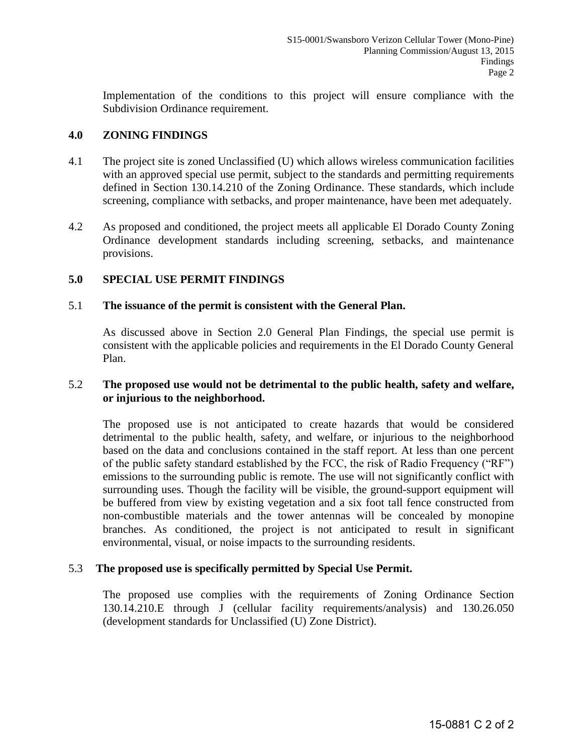Implementation of the conditions to this project will ensure compliance with the Subdivision Ordinance requirement.

## 4.0 ZONING FINDINGS

4.1 The project site is zoned Unclassified (U) which allows wireless communication facilities with an approved special use permit, subject to the standards and permitting requirements defined in Section 130.14.210 of the Zoning Ordinance. These standards, which include screening, compliance with setbacks, and proper maintenance, have been met adequately.

4.2 As proposed and conditioned, the project meets all applicable El Dorado County Zoning Ordinance development standards including screening, setbacks, and maintenance provisions.

## 5.0 SPECIAL USE PERMIT FINDINGS

### 5.1 The issuance of the permit is consistent with the General Plan.

As discussed above in Section 2.0 General Plan Findings, the special use permit is consistent with the applicable policies and requirements in the El Dorado County General Plan.

### 5.2 The proposed use would not be detrimental to the public health, safety and welfare, or injurious to the neighborhood.

The proposed use is not anticipated to create hazards that would be considered detrimental to the public health, safety, and welfare, or injurious to the neighborhood based on the data and conclusions contained in the staff report. At less than one percent of the public safety standard established by the FCC, the risk of Radio Frequency ("RF") emissions to the surrounding public is remote. The use will not significantly conflict with surrounding uses. Though the facility will be visible, the ground-support equipment will be buffered from view by existing vegetation and a six foot tall fence constructed from non-combustible materials and the tower antennas will be concealed by monopine branches. As conditioned, the project is not anticipated to result in significant environmental, visual, or noise impacts to the surrounding residents.

### 5.3 The proposed use is specifically permitted by Special Use Permit.

The proposed use complies with the requirements of Zoning Ordinance Section 130.14.210.E through J (cellular facility requirements/analysis) and 130.26.050 (development standards for Unclassified (U) Zone District).